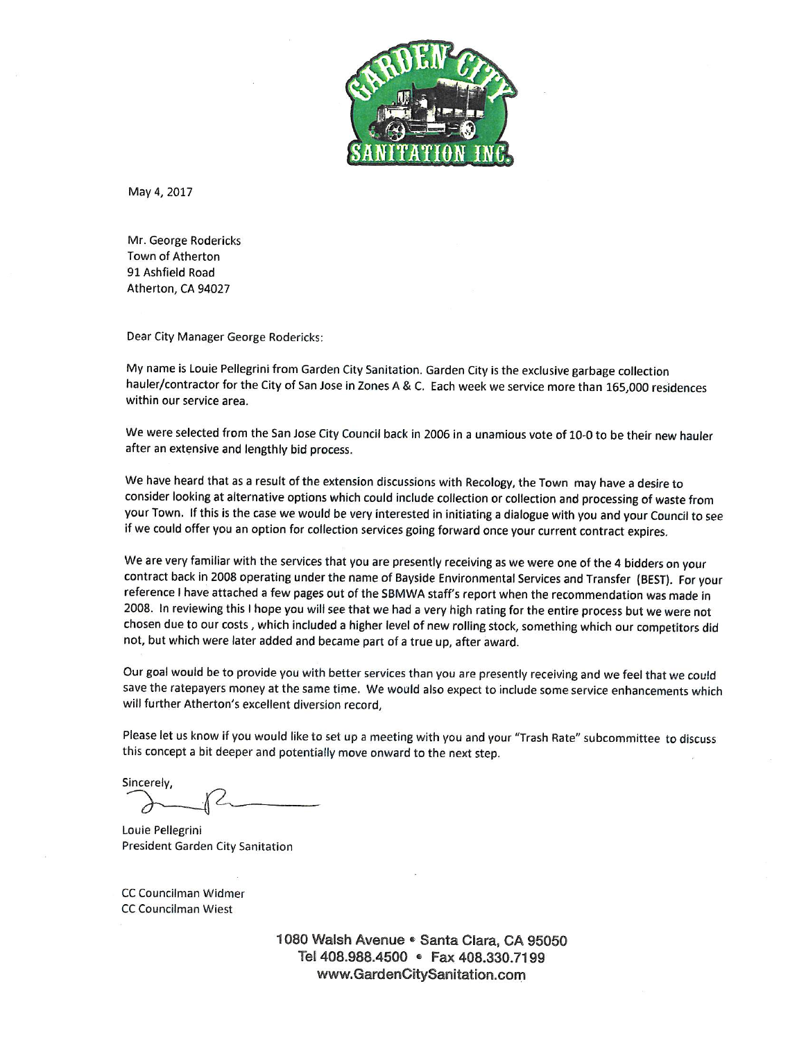**GARDEN CITY SANITATION INC.**

May 4, 2017

Mr. George Rodericks
Town of Atherton
91 Ashfield Road
Atherton, CA 94027

Dear City Manager George Rodericks:

My name is Louie Pellegrini from Garden City Sanitation. Garden City is the exclusive garbage collection hauler/contractor for the City of San Jose in Zones A & C. Each week we service more than 165,000 residences within our service area.

We were selected from the San Jose City Council back in 2006 in a unamious vote of 10-0 to be their new hauler after an extensive and lengthly bid process.

We have heard that as a result of the extension discussions with Recology, the Town may have a desire to consider looking at alternative options which could include collection or collection and processing of waste from your Town. If this is the case we would be very interested in initiating a dialogue with you and your Council to see if we could offer you an option for collection services going forward once your current contract expires.

We are very familiar with the services that you are presently receiving as we were one of the 4 bidders on your contract back in 2008 operating under the name of Bayside Environmental Services and Transfer (BEST). For your reference I have attached a few pages out of the SBMWA staff's report when the recommendation was made in 2008. In reviewing this I hope you will see that we had a very high rating for the entire process but we were not chosen due to our costs , which included a higher level of new rolling stock, something which our competitors did not, but which were later added and became part of a true up, after award.

Our goal would be to provide you with better services than you are presently receiving and we feel that we could save the ratepayers money at the same time. We would also expect to include some service enhancements which will further Atherton's excellent diversion record,

Please let us know if you would like to set up a meeting with you and your "Trash Rate" subcommittee to discuss this concept a bit deeper and potentially move onward to the next step.

Sincerely,

Louie Pellegrini
President Garden City Sanitation

CC Councilman Widmer
CC Councilman Wiest

1080 Walsh Avenue • Santa Clara, CA 95050
Tel 408.988.4500 • Fax 408.330.7199
www.GardenCitySanitation.com